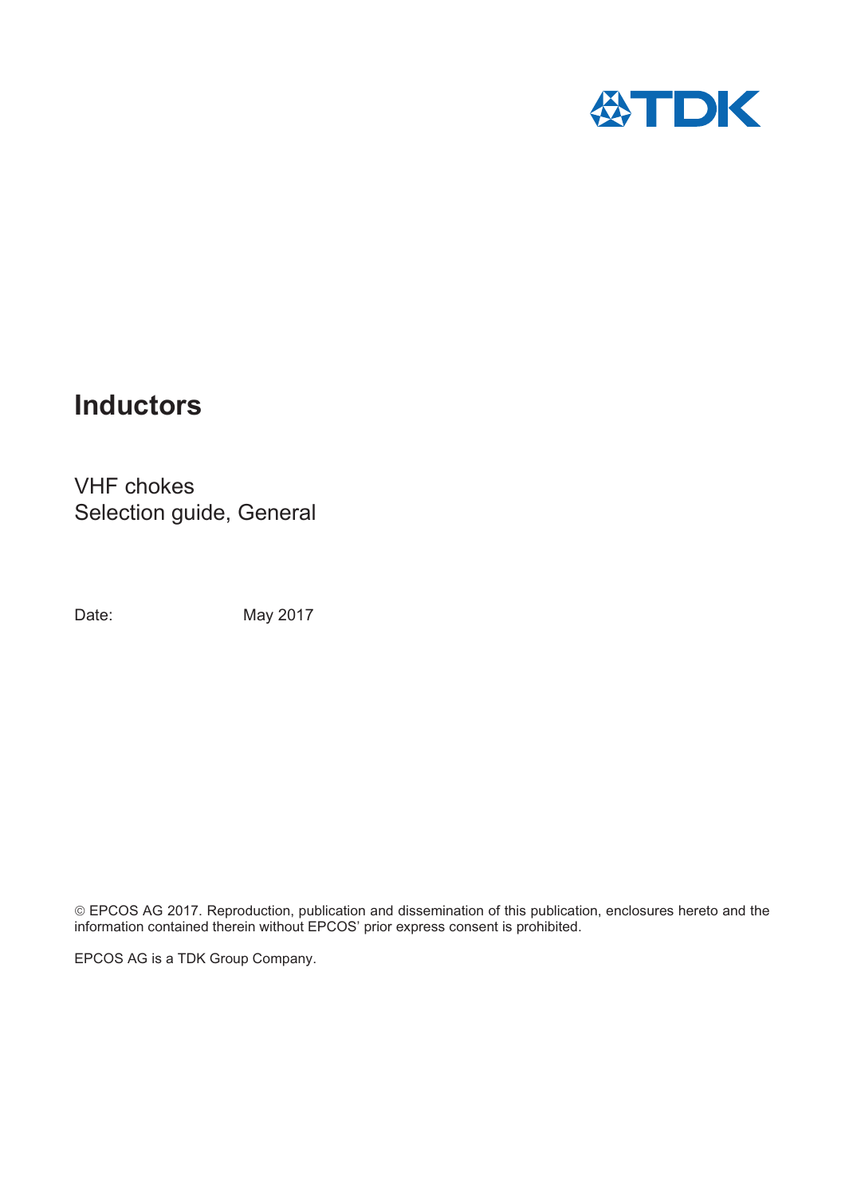# Inductors

VHF chokes
Selection guide, General

Date: May 2017

© EPCOS AG 2017. Reproduction, publication and dissemination of this publication, enclosures hereto and the information contained therein without EPCOS' prior express consent is prohibited.

EPCOS AG is a TDK Group Company.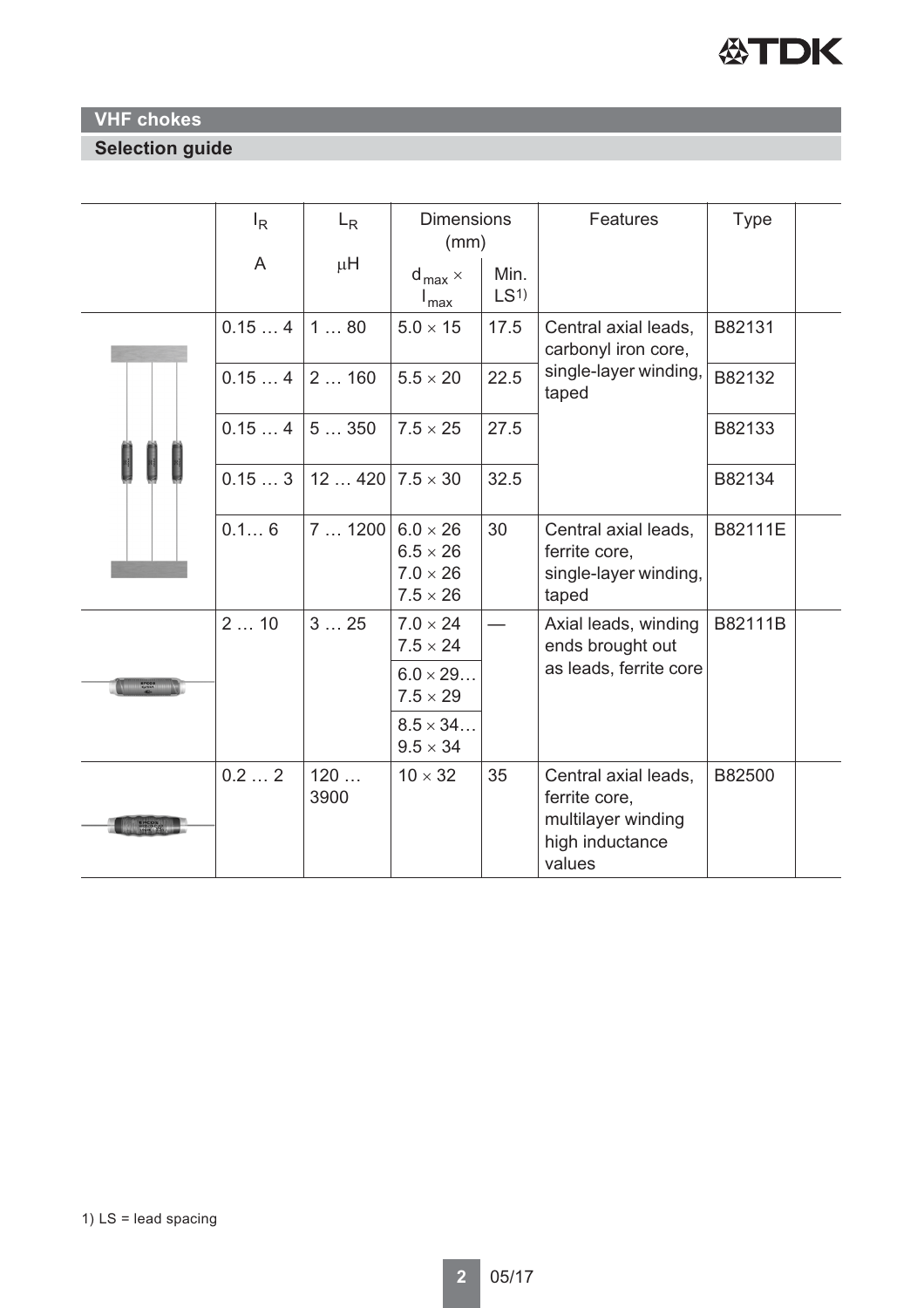## VHF chokes

### Selection guide

| | $I_R$ A | $L_R$ µH | Dimensions (mm) $d_{max} \times l_{max}$ | Dimensions (mm) Min. LS[1] | Features | Type |
|---|---|---|---|---|---|---|
| | 0.15 … 4 | 1 … 80 | 5.0 × 15 | 17.5 | Central axial leads, carbonyl iron core, single-layer winding, taped | B82131 |
| | 0.15 … 4 | 2 … 160 | 5.5 × 20 | 22.5 | | B82132 |
| | 0.15 … 4 | 5 … 350 | 7.5 × 25 | 27.5 | | B82133 |
| | 0.15 … 3 | 12 … 420 | 7.5 × 30 | 32.5 | | B82134 |
| | 0.1… 6 | 7 … 1200 | 6.0 × 26<br>6.5 × 26<br>7.0 × 26<br>7.5 × 26 | 30 | Central axial leads, ferrite core, single-layer winding, taped | B82111E |
| | 2 … 10 | 3 … 25 | 7.0 × 24<br>7.5 × 24<br>6.0 × 29…<br>7.5 × 29<br>8.5 × 34…<br>9.5 × 34 | — | Axial leads, winding ends brought out as leads, ferrite core | B82111B |
| | 0.2 … 2 | 120 … 3900 | 10 × 32 | 35 | Central axial leads, ferrite core, multilayer winding high inductance values | B82500 |

1) LS = lead spacing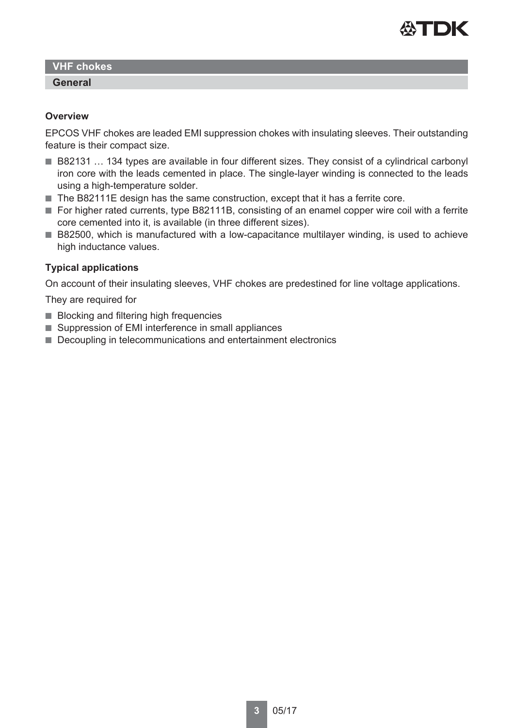# VHF chokes

## General

### Overview

EPCOS VHF chokes are leaded EMI suppression chokes with insulating sleeves. Their outstanding feature is their compact size.

- B82131 … 134 types are available in four different sizes. They consist of a cylindrical carbonyl iron core with the leads cemented in place. The single-layer winding is connected to the leads using a high-temperature solder.
- The B82111E design has the same construction, except that it has a ferrite core.
- For higher rated currents, type B82111B, consisting of an enamel copper wire coil with a ferrite core cemented into it, is available (in three different sizes).
- B82500, which is manufactured with a low-capacitance multilayer winding, is used to achieve high inductance values.

### Typical applications

On account of their insulating sleeves, VHF chokes are predestined for line voltage applications.

They are required for

- Blocking and filtering high frequencies
- Suppression of EMI interference in small appliances
- Decoupling in telecommunications and entertainment electronics